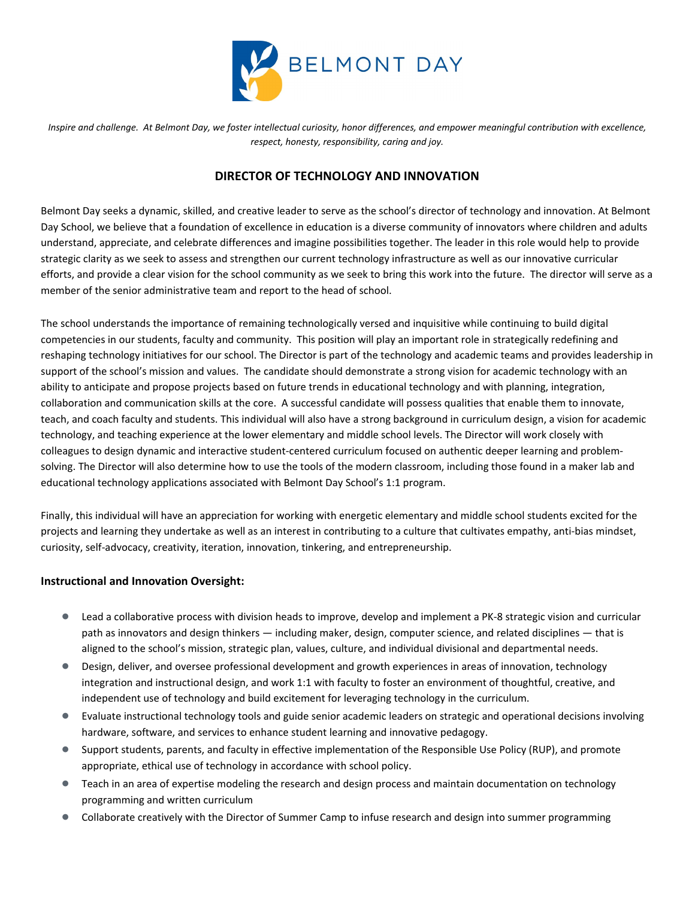BELMONT DAY

*Inspire and challenge. At Belmont Day, we foster intellectual curiosity, honor differences, and empower meaningful contribution with excellence, respect, honesty, responsibility, caring and joy.*

# DIRECTOR OF TECHNOLOGY AND INNOVATION

Belmont Day seeks a dynamic, skilled, and creative leader to serve as the school's director of technology and innovation. At Belmont Day School, we believe that a foundation of excellence in education is a diverse community of innovators where children and adults understand, appreciate, and celebrate differences and imagine possibilities together. The leader in this role would help to provide strategic clarity as we seek to assess and strengthen our current technology infrastructure as well as our innovative curricular efforts, and provide a clear vision for the school community as we seek to bring this work into the future. The director will serve as a member of the senior administrative team and report to the head of school.

The school understands the importance of remaining technologically versed and inquisitive while continuing to build digital competencies in our students, faculty and community. This position will play an important role in strategically redefining and reshaping technology initiatives for our school. The Director is part of the technology and academic teams and provides leadership in support of the school's mission and values. The candidate should demonstrate a strong vision for academic technology with an ability to anticipate and propose projects based on future trends in educational technology and with planning, integration, collaboration and communication skills at the core. A successful candidate will possess qualities that enable them to innovate, teach, and coach faculty and students. This individual will also have a strong background in curriculum design, a vision for academic technology, and teaching experience at the lower elementary and middle school levels. The Director will work closely with colleagues to design dynamic and interactive student-centered curriculum focused on authentic deeper learning and problem-solving. The Director will also determine how to use the tools of the modern classroom, including those found in a maker lab and educational technology applications associated with Belmont Day School's 1:1 program.

Finally, this individual will have an appreciation for working with energetic elementary and middle school students excited for the projects and learning they undertake as well as an interest in contributing to a culture that cultivates empathy, anti-bias mindset, curiosity, self-advocacy, creativity, iteration, innovation, tinkering, and entrepreneurship.

### Instructional and Innovation Oversight:

- Lead a collaborative process with division heads to improve, develop and implement a PK-8 strategic vision and curricular path as innovators and design thinkers — including maker, design, computer science, and related disciplines — that is aligned to the school's mission, strategic plan, values, culture, and individual divisional and departmental needs.
- Design, deliver, and oversee professional development and growth experiences in areas of innovation, technology integration and instructional design, and work 1:1 with faculty to foster an environment of thoughtful, creative, and independent use of technology and build excitement for leveraging technology in the curriculum.
- Evaluate instructional technology tools and guide senior academic leaders on strategic and operational decisions involving hardware, software, and services to enhance student learning and innovative pedagogy.
- Support students, parents, and faculty in effective implementation of the Responsible Use Policy (RUP), and promote appropriate, ethical use of technology in accordance with school policy.
- Teach in an area of expertise modeling the research and design process and maintain documentation on technology programming and written curriculum
- Collaborate creatively with the Director of Summer Camp to infuse research and design into summer programming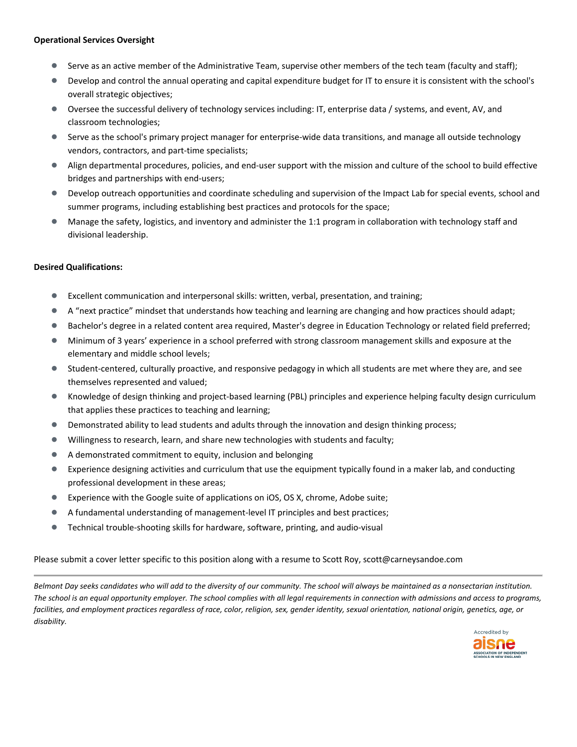**Operational Services Oversight**

- Serve as an active member of the Administrative Team, supervise other members of the tech team (faculty and staff);
- Develop and control the annual operating and capital expenditure budget for IT to ensure it is consistent with the school's overall strategic objectives;
- Oversee the successful delivery of technology services including: IT, enterprise data / systems, and event, AV, and classroom technologies;
- Serve as the school's primary project manager for enterprise-wide data transitions, and manage all outside technology vendors, contractors, and part-time specialists;
- Align departmental procedures, policies, and end-user support with the mission and culture of the school to build effective bridges and partnerships with end-users;
- Develop outreach opportunities and coordinate scheduling and supervision of the Impact Lab for special events, school and summer programs, including establishing best practices and protocols for the space;
- Manage the safety, logistics, and inventory and administer the 1:1 program in collaboration with technology staff and divisional leadership.

**Desired Qualifications:**

- Excellent communication and interpersonal skills: written, verbal, presentation, and training;
- A "next practice" mindset that understands how teaching and learning are changing and how practices should adapt;
- Bachelor's degree in a related content area required, Master's degree in Education Technology or related field preferred;
- Minimum of 3 years' experience in a school preferred with strong classroom management skills and exposure at the elementary and middle school levels;
- Student-centered, culturally proactive, and responsive pedagogy in which all students are met where they are, and see themselves represented and valued;
- Knowledge of design thinking and project-based learning (PBL) principles and experience helping faculty design curriculum that applies these practices to teaching and learning;
- Demonstrated ability to lead students and adults through the innovation and design thinking process;
- Willingness to research, learn, and share new technologies with students and faculty;
- A demonstrated commitment to equity, inclusion and belonging
- Experience designing activities and curriculum that use the equipment typically found in a maker lab, and conducting professional development in these areas;
- Experience with the Google suite of applications on iOS, OS X, chrome, Adobe suite;
- A fundamental understanding of management-level IT principles and best practices;
- Technical trouble-shooting skills for hardware, software, printing, and audio-visual

Please submit a cover letter specific to this position along with a resume to Scott Roy, scott@carneysandoe.com

---

*Belmont Day seeks candidates who will add to the diversity of our community. The school will always be maintained as a nonsectarian institution. The school is an equal opportunity employer. The school complies with all legal requirements in connection with admissions and access to programs, facilities, and employment practices regardless of race, color, religion, sex, gender identity, sexual orientation, national origin, genetics, age, or disability.*

Accredited by aisne ASSOCIATION OF INDEPENDENT SCHOOLS IN NEW ENGLAND